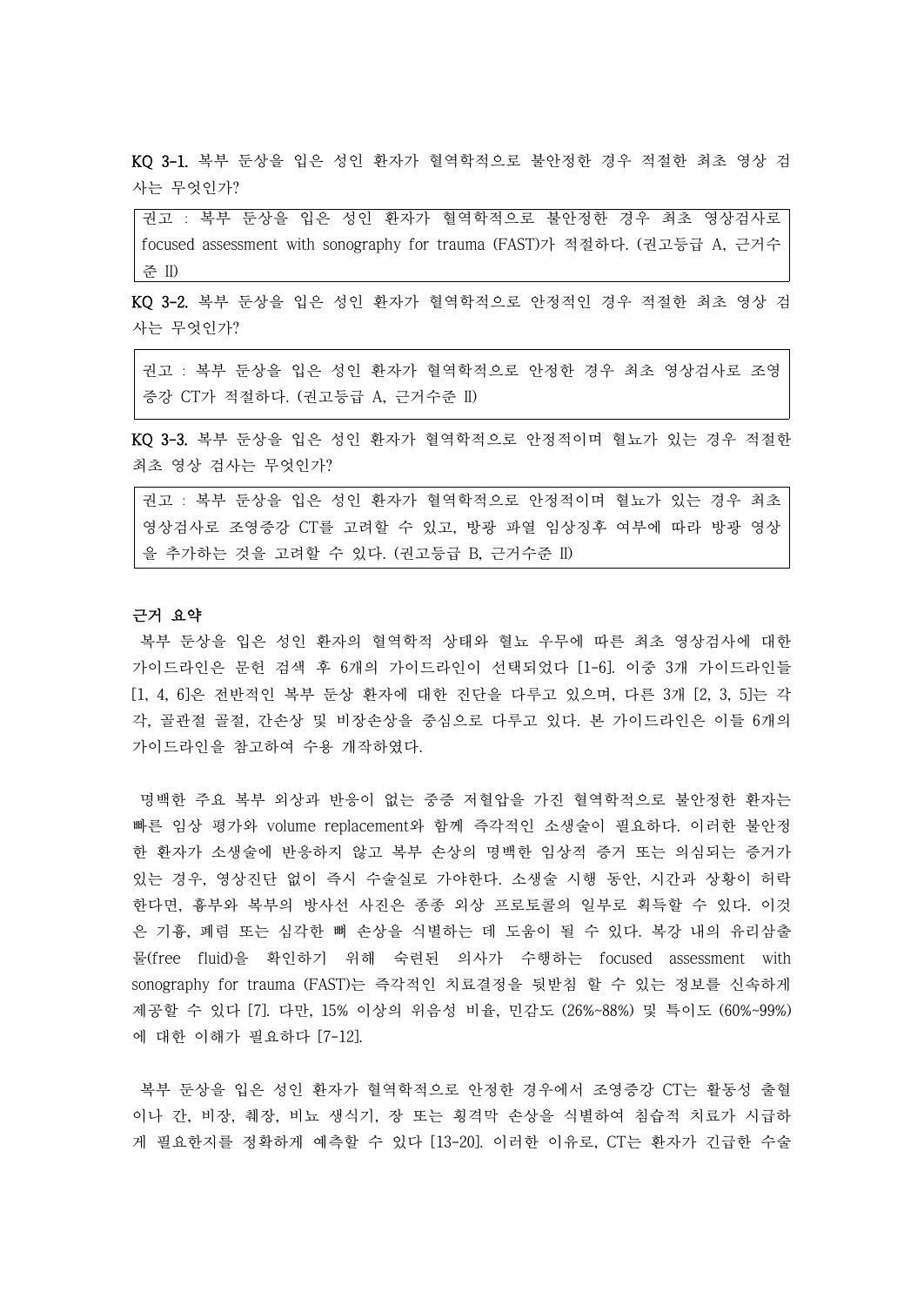**KQ 3-1.** 복부 둔상을 입은 성인 환자가 혈역학적으로 불안정한 경우 적절한 최초 영상 검사는 무엇인가?

> 권고 : 복부 둔상을 입은 성인 환자가 혈역학적으로 불안정한 경우 최초 영상검사로 focused assessment with sonography for trauma (FAST)가 적절하다. (권고등급 A, 근거수준 II)

**KQ 3-2.** 복부 둔상을 입은 성인 환자가 혈역학적으로 안정적인 경우 적절한 최초 영상 검사는 무엇인가?

> 권고 : 복부 둔상을 입은 성인 환자가 혈역학적으로 안정한 경우 최초 영상검사로 조영증강 CT가 적절하다. (권고등급 A, 근거수준 II)

**KQ 3-3.** 복부 둔상을 입은 성인 환자가 혈역학적으로 안정적이며 혈뇨가 있는 경우 적절한 최초 영상 검사는 무엇인가?

> 권고 : 복부 둔상을 입은 성인 환자가 혈역학적으로 안정적이며 혈뇨가 있는 경우 최초 영상검사로 조영증강 CT를 고려할 수 있고, 방광 파열 임상징후 여부에 따라 방광 영상을 추가하는 것을 고려할 수 있다. (권고등급 B, 근거수준 II)

**근거 요약**

복부 둔상을 입은 성인 환자의 혈역학적 상태와 혈뇨 유무에 따른 최초 영상검사에 대한 가이드라인은 문헌 검색 후 6개의 가이드라인이 선택되었다 [1-6]. 이중 3개 가이드라인들 [1, 4, 6]은 전반적인 복부 둔상 환자에 대한 진단을 다루고 있으며, 다른 3개 [2, 3, 5]는 각각, 골관절 골절, 간손상 및 비장손상을 중심으로 다루고 있다. 본 가이드라인은 이들 6개의 가이드라인을 참고하여 수용 개작하였다.

명백한 주요 복부 외상과 반응이 없는 중증 저혈압을 가진 혈역학적으로 불안정한 환자는 빠른 임상 평가와 volume replacement와 함께 즉각적인 소생술이 필요하다. 이러한 불안정한 환자가 소생술에 반응하지 않고 복부 손상의 명백한 임상적 증거 또는 의심되는 증거가 있는 경우, 영상진단 없이 즉시 수술실로 가야한다. 소생술 시행 동안, 시간과 상황이 허락한다면, 흉부와 복부의 방사선 사진은 종종 외상 프로토콜의 일부로 획득할 수 있다. 이것은 기흉, 폐렴 또는 심각한 뼈 손상을 식별하는 데 도움이 될 수 있다. 복강 내의 유리삼출물(free fluid)을 확인하기 위해 숙련된 의사가 수행하는 focused assessment with sonography for trauma (FAST)는 즉각적인 치료결정을 뒷받침 할 수 있는 정보를 신속하게 제공할 수 있다 [7]. 다만, 15% 이상의 위음성 비율, 민감도 (26%~88%) 및 특이도 (60%~99%)에 대한 이해가 필요하다 [7-12].

복부 둔상을 입은 성인 환자가 혈역학적으로 안정한 경우에서 조영증강 CT는 활동성 출혈이나 간, 비장, 췌장, 비뇨 생식기, 장 또는 횡격막 손상을 식별하여 침습적 치료가 시급하게 필요한지를 정확하게 예측할 수 있다 [13-20]. 이러한 이유로, CT는 환자가 긴급한 수술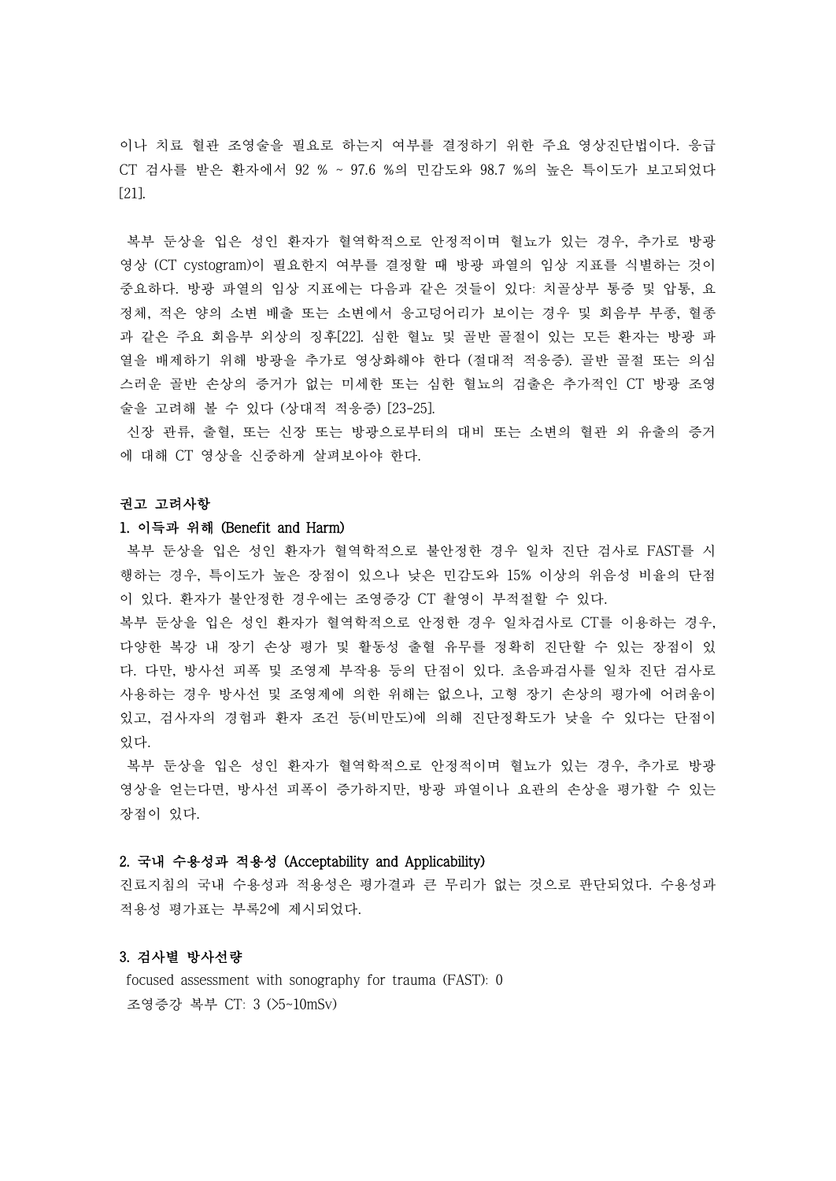이나 치료 혈관 조영술을 필요로 하는지 여부를 결정하기 위한 주요 영상진단법이다. 응급 CT 검사를 받은 환자에서 92 % ~ 97.6 %의 민감도와 98.7 %의 높은 특이도가 보고되었다 [21].

복부 둔상을 입은 성인 환자가 혈역학적으로 안정적이며 혈뇨가 있는 경우, 추가로 방광 영상 (CT cystogram)이 필요한지 여부를 결정할 때 방광 파열의 임상 지표를 식별하는 것이 중요하다. 방광 파열의 임상 지표에는 다음과 같은 것들이 있다: 치골상부 통증 및 압통, 요정체, 적은 양의 소변 배출 또는 소변에서 응고덩어리가 보이는 경우 및 회음부 부종, 혈종과 같은 주요 회음부 외상의 징후[22]. 심한 혈뇨 및 골반 골절이 있는 모든 환자는 방광 파열을 배제하기 위해 방광을 추가로 영상화해야 한다 (절대적 적응증). 골반 골절 또는 의심스러운 골반 손상의 증거가 없는 미세한 또는 심한 혈뇨의 검출은 추가적인 CT 방광 조영술을 고려해 볼 수 있다 (상대적 적응증) [23-25].

신장 관류, 출혈, 또는 신장 또는 방광으로부터의 대비 또는 소변의 혈관 외 유출의 증거에 대해 CT 영상을 신중하게 살펴보아야 한다.

**권고 고려사항**

**1. 이득과 위해 (Benefit and Harm)**

복부 둔상을 입은 성인 환자가 혈역학적으로 불안정한 경우 일차 진단 검사로 FAST를 시행하는 경우, 특이도가 높은 장점이 있으나 낮은 민감도와 15% 이상의 위음성 비율의 단점이 있다. 환자가 불안정한 경우에는 조영증강 CT 촬영이 부적절할 수 있다.

복부 둔상을 입은 성인 환자가 혈역학적으로 안정한 경우 일차검사로 CT를 이용하는 경우, 다양한 복강 내 장기 손상 평가 및 활동성 출혈 유무를 정확히 진단할 수 있는 장점이 있다. 다만, 방사선 피폭 및 조영제 부작용 등의 단점이 있다. 초음파검사를 일차 진단 검사로 사용하는 경우 방사선 및 조영제에 의한 위해는 없으나, 고형 장기 손상의 평가에 어려움이 있고, 검사자의 경험과 환자 조건 등(비만도)에 의해 진단정확도가 낮을 수 있다는 단점이 있다.

복부 둔상을 입은 성인 환자가 혈역학적으로 안정적이며 혈뇨가 있는 경우, 추가로 방광 영상을 얻는다면, 방사선 피폭이 증가하지만, 방광 파열이나 요관의 손상을 평가할 수 있는 장점이 있다.

**2. 국내 수용성과 적용성 (Acceptability and Applicability)**

진료지침의 국내 수용성과 적용성은 평가결과 큰 무리가 없는 것으로 판단되었다. 수용성과 적용성 평가표는 부록2에 제시되었다.

**3. 검사별 방사선량**

focused assessment with sonography for trauma (FAST): 0

조영증강 복부 CT: 3 (>5~10mSv)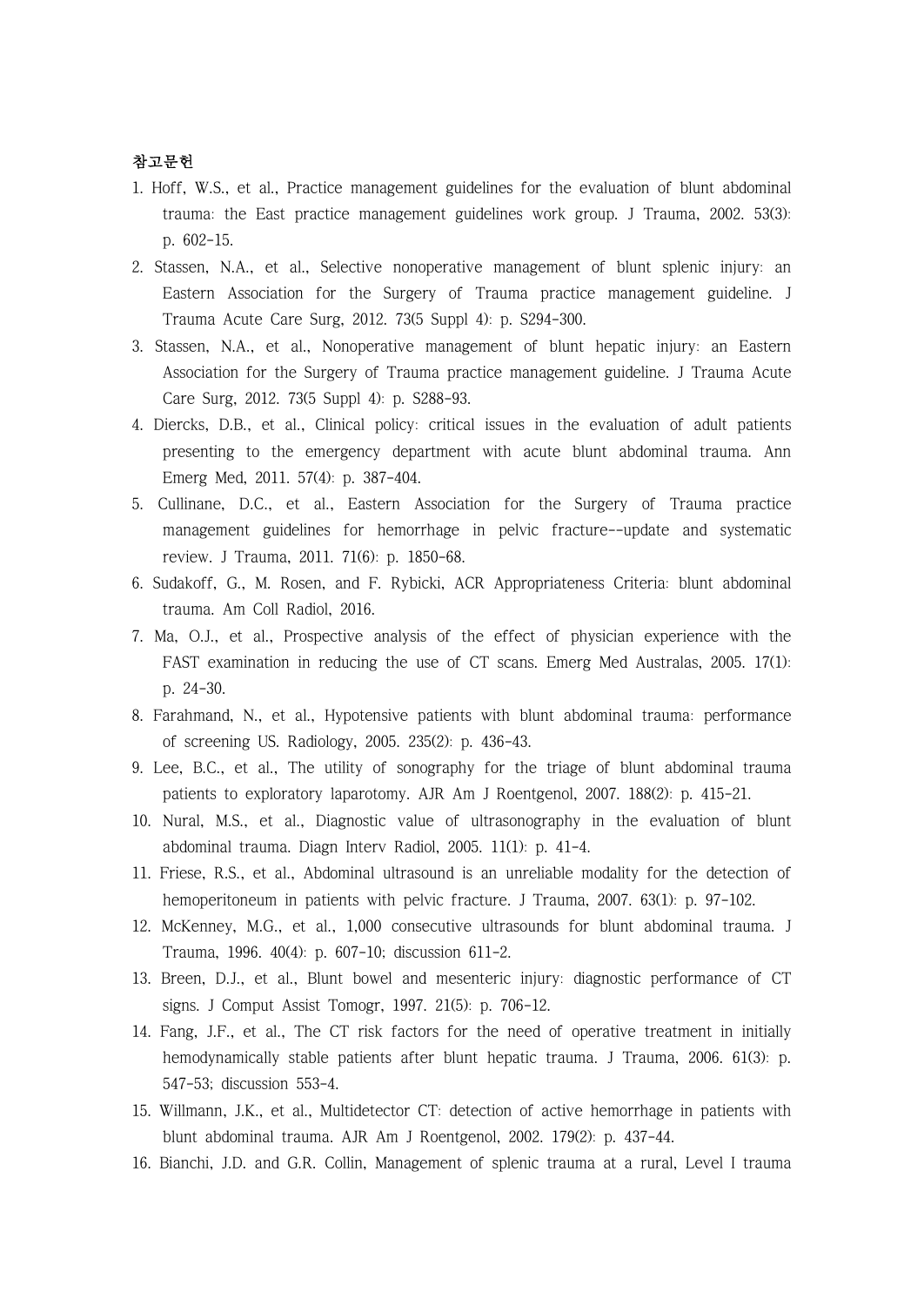## 참고문헌

1. Hoff, W.S., et al., Practice management guidelines for the evaluation of blunt abdominal trauma: the East practice management guidelines work group. J Trauma, 2002. 53(3): p. 602-15.
2. Stassen, N.A., et al., Selective nonoperative management of blunt splenic injury: an Eastern Association for the Surgery of Trauma practice management guideline. J Trauma Acute Care Surg, 2012. 73(5 Suppl 4): p. S294-300.
3. Stassen, N.A., et al., Nonoperative management of blunt hepatic injury: an Eastern Association for the Surgery of Trauma practice management guideline. J Trauma Acute Care Surg, 2012. 73(5 Suppl 4): p. S288-93.
4. Diercks, D.B., et al., Clinical policy: critical issues in the evaluation of adult patients presenting to the emergency department with acute blunt abdominal trauma. Ann Emerg Med, 2011. 57(4): p. 387-404.
5. Cullinane, D.C., et al., Eastern Association for the Surgery of Trauma practice management guidelines for hemorrhage in pelvic fracture--update and systematic review. J Trauma, 2011. 71(6): p. 1850-68.
6. Sudakoff, G., M. Rosen, and F. Rybicki, ACR Appropriateness Criteria: blunt abdominal trauma. Am Coll Radiol, 2016.
7. Ma, O.J., et al., Prospective analysis of the effect of physician experience with the FAST examination in reducing the use of CT scans. Emerg Med Australas, 2005. 17(1): p. 24-30.
8. Farahmand, N., et al., Hypotensive patients with blunt abdominal trauma: performance of screening US. Radiology, 2005. 235(2): p. 436-43.
9. Lee, B.C., et al., The utility of sonography for the triage of blunt abdominal trauma patients to exploratory laparotomy. AJR Am J Roentgenol, 2007. 188(2): p. 415-21.
10. Nural, M.S., et al., Diagnostic value of ultrasonography in the evaluation of blunt abdominal trauma. Diagn Interv Radiol, 2005. 11(1): p. 41-4.
11. Friese, R.S., et al., Abdominal ultrasound is an unreliable modality for the detection of hemoperitoneum in patients with pelvic fracture. J Trauma, 2007. 63(1): p. 97-102.
12. McKenney, M.G., et al., 1,000 consecutive ultrasounds for blunt abdominal trauma. J Trauma, 1996. 40(4): p. 607-10; discussion 611-2.
13. Breen, D.J., et al., Blunt bowel and mesenteric injury: diagnostic performance of CT signs. J Comput Assist Tomogr, 1997. 21(5): p. 706-12.
14. Fang, J.F., et al., The CT risk factors for the need of operative treatment in initially hemodynamically stable patients after blunt hepatic trauma. J Trauma, 2006. 61(3): p. 547-53; discussion 553-4.
15. Willmann, J.K., et al., Multidetector CT: detection of active hemorrhage in patients with blunt abdominal trauma. AJR Am J Roentgenol, 2002. 179(2): p. 437-44.
16. Bianchi, J.D. and G.R. Collin, Management of splenic trauma at a rural, Level I trauma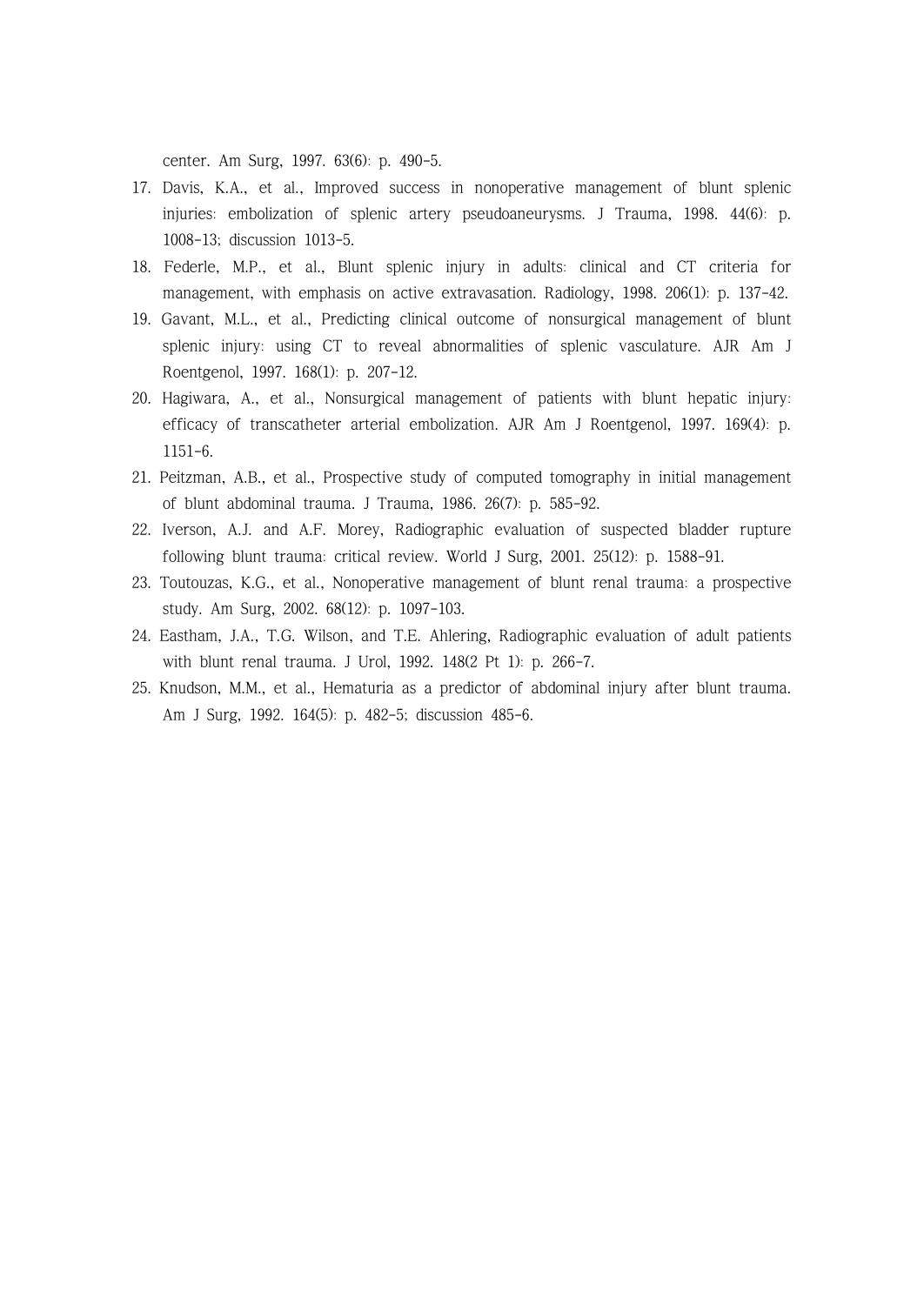center. Am Surg, 1997. 63(6): p. 490-5.

17. Davis, K.A., et al., Improved success in nonoperative management of blunt splenic injuries: embolization of splenic artery pseudoaneurysms. J Trauma, 1998. 44(6): p. 1008-13; discussion 1013-5.
18. Federle, M.P., et al., Blunt splenic injury in adults: clinical and CT criteria for management, with emphasis on active extravasation. Radiology, 1998. 206(1): p. 137-42.
19. Gavant, M.L., et al., Predicting clinical outcome of nonsurgical management of blunt splenic injury: using CT to reveal abnormalities of splenic vasculature. AJR Am J Roentgenol, 1997. 168(1): p. 207-12.
20. Hagiwara, A., et al., Nonsurgical management of patients with blunt hepatic injury: efficacy of transcatheter arterial embolization. AJR Am J Roentgenol, 1997. 169(4): p. 1151-6.
21. Peitzman, A.B., et al., Prospective study of computed tomography in initial management of blunt abdominal trauma. J Trauma, 1986. 26(7): p. 585-92.
22. Iverson, A.J. and A.F. Morey, Radiographic evaluation of suspected bladder rupture following blunt trauma: critical review. World J Surg, 2001. 25(12): p. 1588-91.
23. Toutouzas, K.G., et al., Nonoperative management of blunt renal trauma: a prospective study. Am Surg, 2002. 68(12): p. 1097-103.
24. Eastham, J.A., T.G. Wilson, and T.E. Ahlering, Radiographic evaluation of adult patients with blunt renal trauma. J Urol, 1992. 148(2 Pt 1): p. 266-7.
25. Knudson, M.M., et al., Hematuria as a predictor of abdominal injury after blunt trauma. Am J Surg, 1992. 164(5): p. 482-5; discussion 485-6.